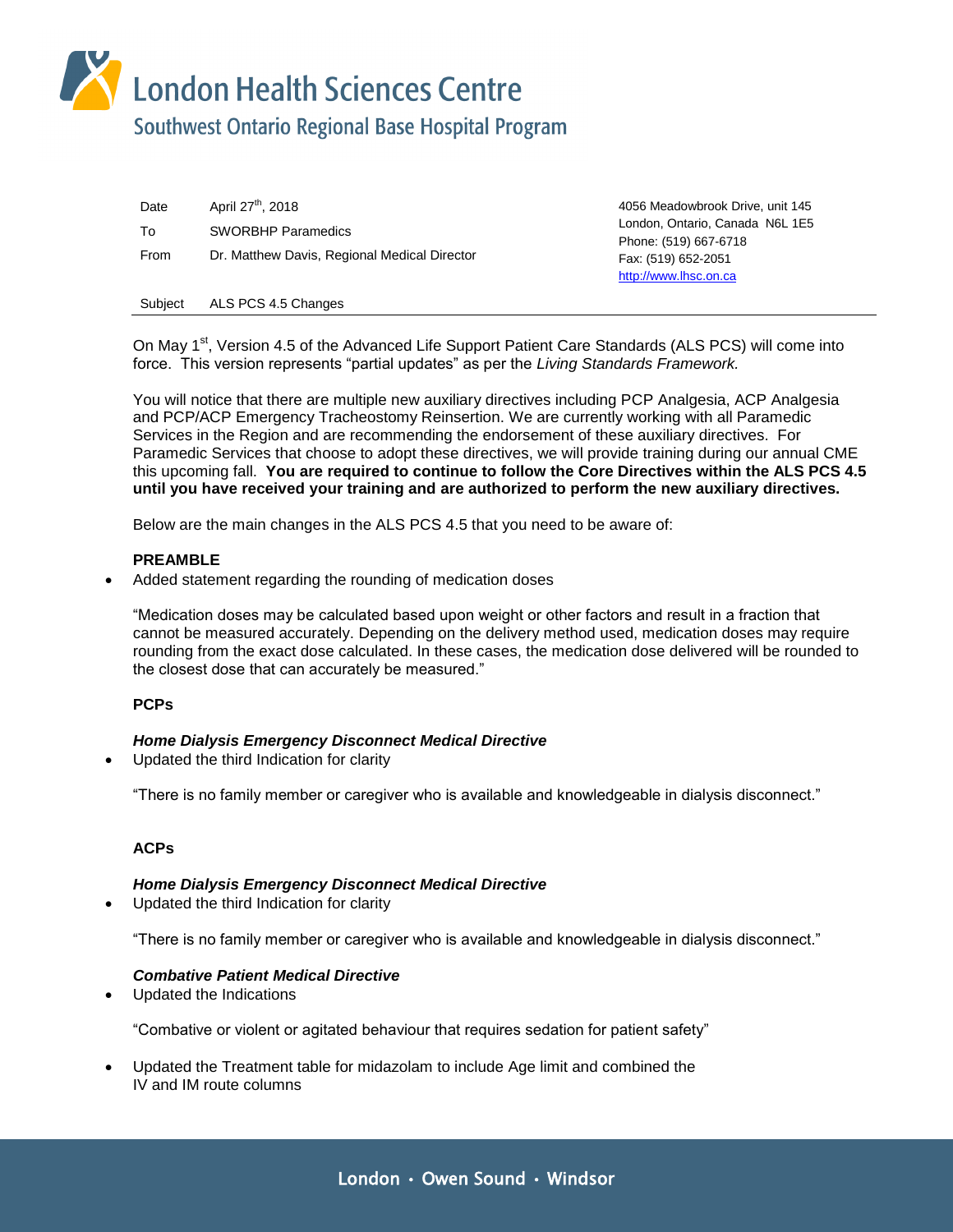# London Health Sciences Centre

## Southwest Ontario Regional Base Hospital Program

| | |
|---|---|
| Date | April 27th, 2018 |
| To | SWORBHP Paramedics |
| From | Dr. Matthew Davis, Regional Medical Director |

4056 Meadowbrook Drive, unit 145
London, Ontario, Canada N6L 1E5
Phone: (519) 667-6718
Fax: (519) 652-2051
http://www.lhsc.on.ca

Subject ALS PCS 4.5 Changes

On May 1st, Version 4.5 of the Advanced Life Support Patient Care Standards (ALS PCS) will come into force. This version represents "partial updates" as per the *Living Standards Framework.*

You will notice that there are multiple new auxiliary directives including PCP Analgesia, ACP Analgesia and PCP/ACP Emergency Tracheostomy Reinsertion. We are currently working with all Paramedic Services in the Region and are recommending the endorsement of these auxiliary directives. For Paramedic Services that choose to adopt these directives, we will provide training during our annual CME this upcoming fall. **You are required to continue to follow the Core Directives within the ALS PCS 4.5 until you have received your training and are authorized to perform the new auxiliary directives.**

Below are the main changes in the ALS PCS 4.5 that you need to be aware of:

**PREAMBLE**

- Added statement regarding the rounding of medication doses

"Medication doses may be calculated based upon weight or other factors and result in a fraction that cannot be measured accurately. Depending on the delivery method used, medication doses may require rounding from the exact dose calculated. In these cases, the medication dose delivered will be rounded to the closest dose that can accurately be measured."

**PCPs**

***Home Dialysis Emergency Disconnect Medical Directive***

- Updated the third Indication for clarity

"There is no family member or caregiver who is available and knowledgeable in dialysis disconnect."

**ACPs**

***Home Dialysis Emergency Disconnect Medical Directive***

- Updated the third Indication for clarity

"There is no family member or caregiver who is available and knowledgeable in dialysis disconnect."

***Combative Patient Medical Directive***

- Updated the Indications

"Combative or violent or agitated behaviour that requires sedation for patient safety"

- Updated the Treatment table for midazolam to include Age limit and combined the IV and IM route columns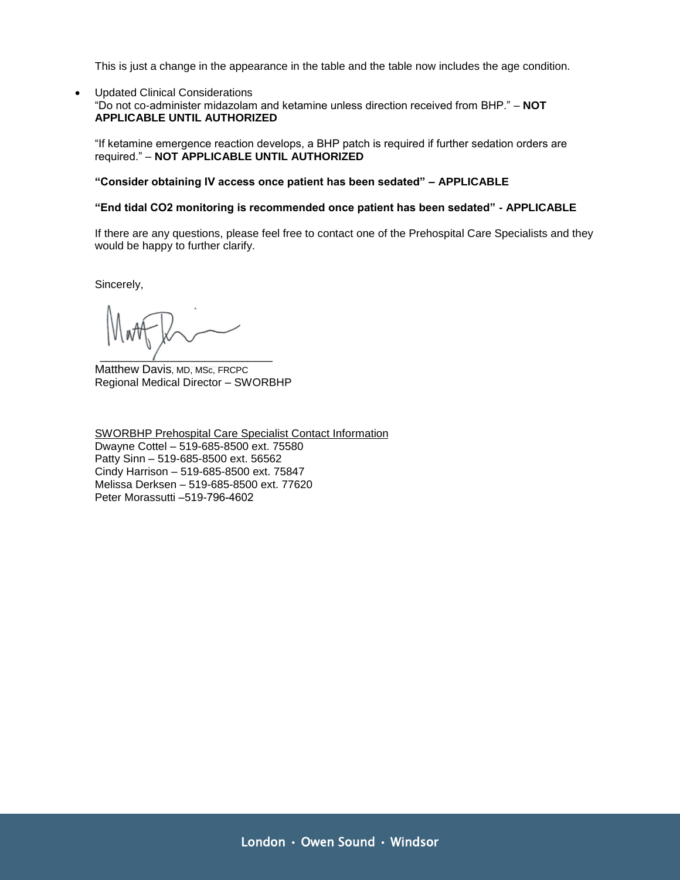This is just a change in the appearance in the table and the table now includes the age condition.

- Updated Clinical Considerations
  "Do not co-administer midazolam and ketamine unless direction received from BHP." – **NOT APPLICABLE UNTIL AUTHORIZED**

  "If ketamine emergence reaction develops, a BHP patch is required if further sedation orders are required." – **NOT APPLICABLE UNTIL AUTHORIZED**

  **"Consider obtaining IV access once patient has been sedated" – APPLICABLE**

  **"End tidal CO2 monitoring is recommended once patient has been sedated" - APPLICABLE**

  If there are any questions, please feel free to contact one of the Prehospital Care Specialists and they would be happy to further clarify.

Sincerely,

Matthew Davis, MD, MSc, FRCPC
Regional Medical Director – SWORBHP

SWORBHP Prehospital Care Specialist Contact Information
Dwayne Cottel – 519-685-8500 ext. 75580
Patty Sinn – 519-685-8500 ext. 56562
Cindy Harrison – 519-685-8500 ext. 75847
Melissa Derksen – 519-685-8500 ext. 77620
Peter Morassutti –519-796-4602